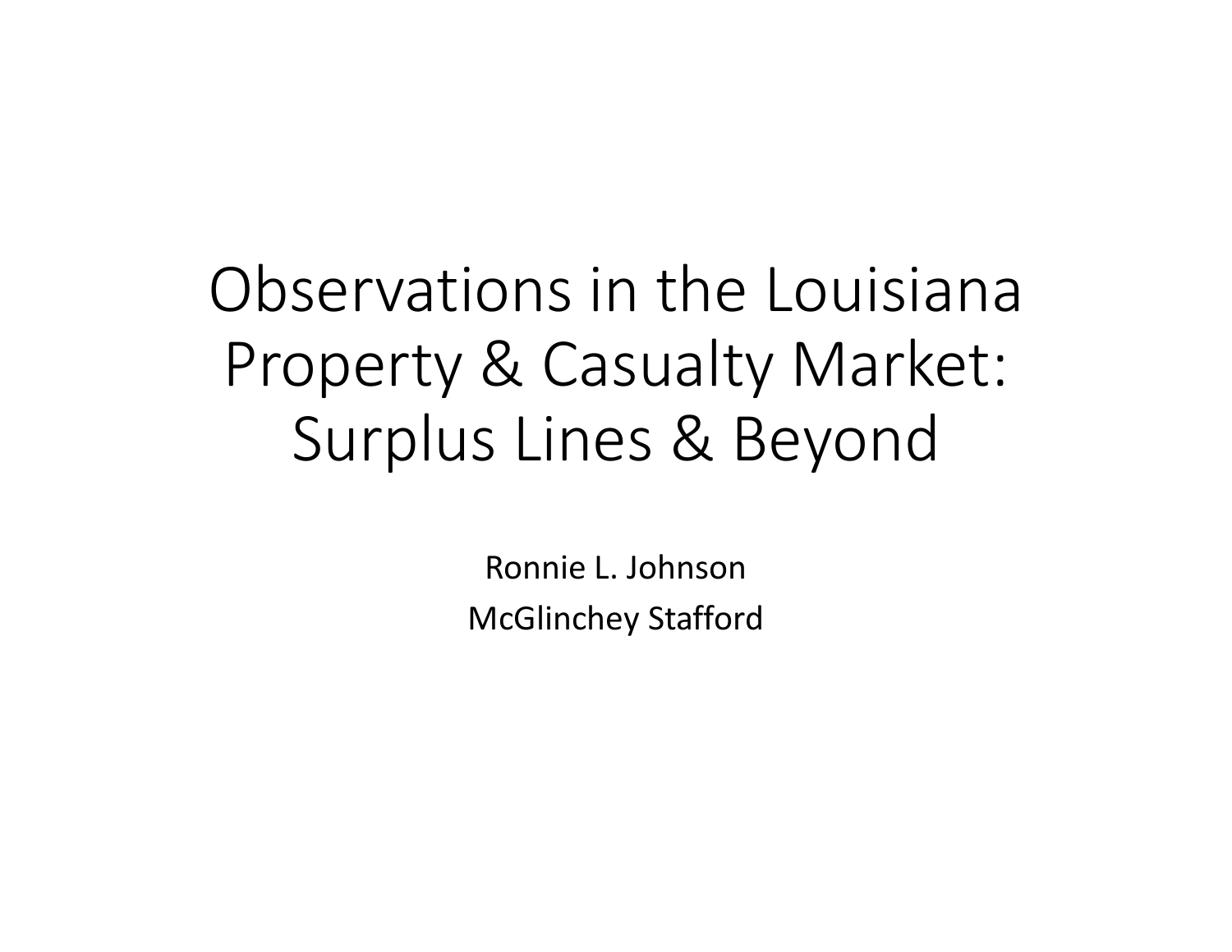# Observations in the Louisiana Property & Casualty Market: Surplus Lines & Beyond

Ronnie L. Johnson

McGlinchey Stafford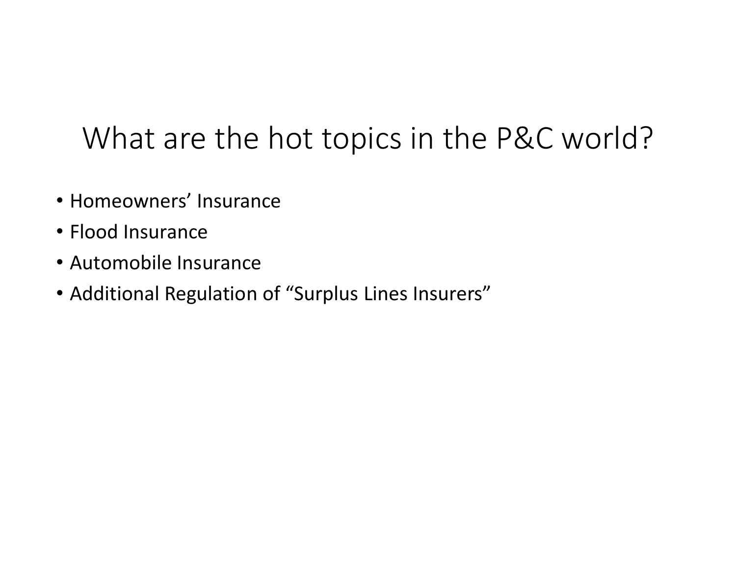# What are the hot topics in the P&C world?

- Homeowners' Insurance
- Flood Insurance
- Automobile Insurance
- Additional Regulation of "Surplus Lines Insurers"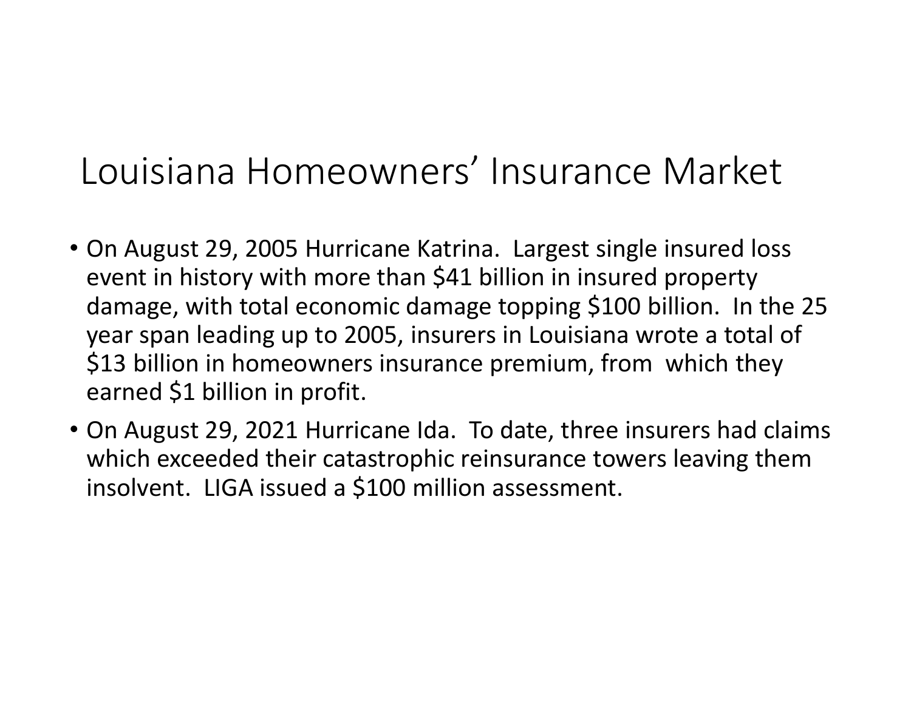# Louisiana Homeowners' Insurance Market

- On August 29, 2005 Hurricane Katrina. Largest single insured loss event in history with more than $41 billion in insured property damage, with total economic damage topping $100 billion. In the 25 year span leading up to 2005, insurers in Louisiana wrote a total of $13 billion in homeowners insurance premium, from which they earned $1 billion in profit.
- On August 29, 2021 Hurricane Ida. To date, three insurers had claims which exceeded their catastrophic reinsurance towers leaving them insolvent. LIGA issued a $100 million assessment.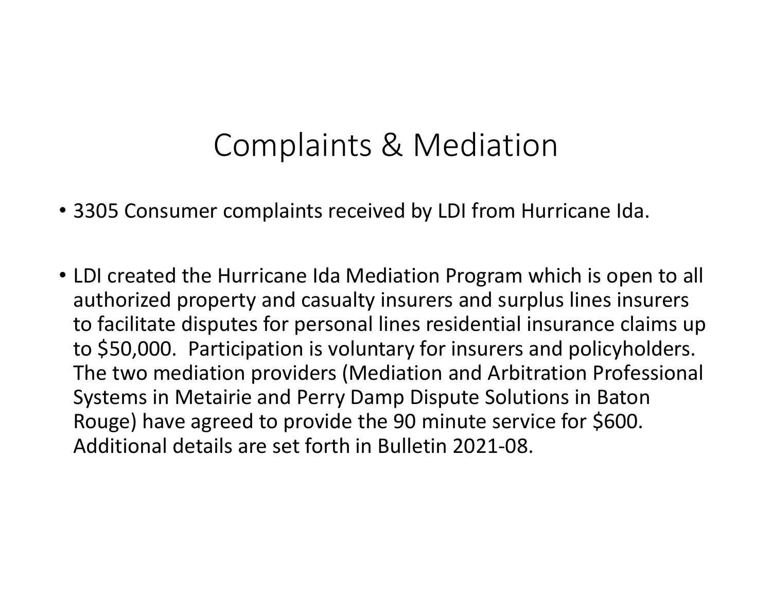# Complaints & Mediation

- 3305 Consumer complaints received by LDI from Hurricane Ida.
- LDI created the Hurricane Ida Mediation Program which is open to all authorized property and casualty insurers and surplus lines insurers to facilitate disputes for personal lines residential insurance claims up to $50,000. Participation is voluntary for insurers and policyholders. The two mediation providers (Mediation and Arbitration Professional Systems in Metairie and Perry Damp Dispute Solutions in Baton Rouge) have agreed to provide the 90 minute service for $600. Additional details are set forth in Bulletin 2021-08.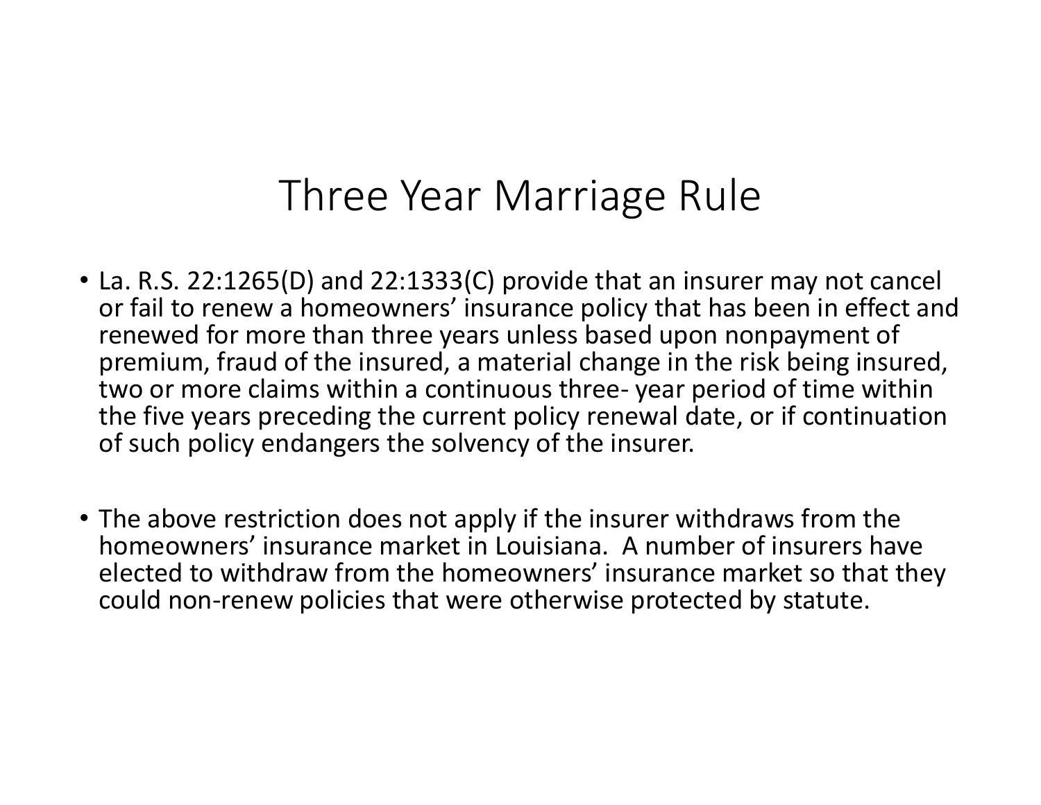# Three Year Marriage Rule

- La. R.S. 22:1265(D) and 22:1333(C) provide that an insurer may not cancel or fail to renew a homeowners' insurance policy that has been in effect and renewed for more than three years unless based upon nonpayment of premium, fraud of the insured, a material change in the risk being insured, two or more claims within a continuous three- year period of time within the five years preceding the current policy renewal date, or if continuation of such policy endangers the solvency of the insurer.

- The above restriction does not apply if the insurer withdraws from the homeowners' insurance market in Louisiana. A number of insurers have elected to withdraw from the homeowners' insurance market so that they could non-renew policies that were otherwise protected by statute.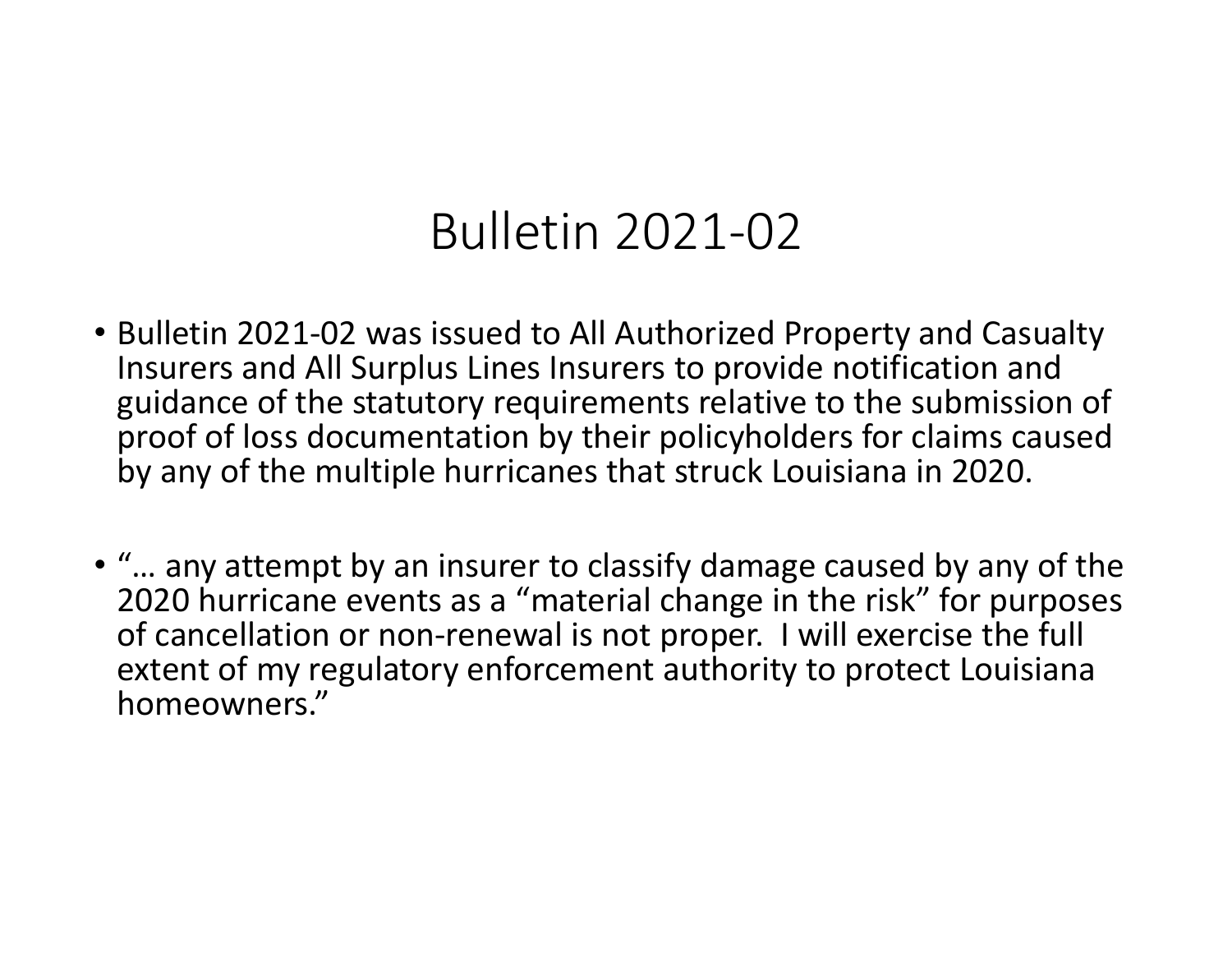# Bulletin 2021-02

- Bulletin 2021-02 was issued to All Authorized Property and Casualty Insurers and All Surplus Lines Insurers to provide notification and guidance of the statutory requirements relative to the submission of proof of loss documentation by their policyholders for claims caused by any of the multiple hurricanes that struck Louisiana in 2020.

- "… any attempt by an insurer to classify damage caused by any of the 2020 hurricane events as a "material change in the risk" for purposes of cancellation or non-renewal is not proper. I will exercise the full extent of my regulatory enforcement authority to protect Louisiana homeowners."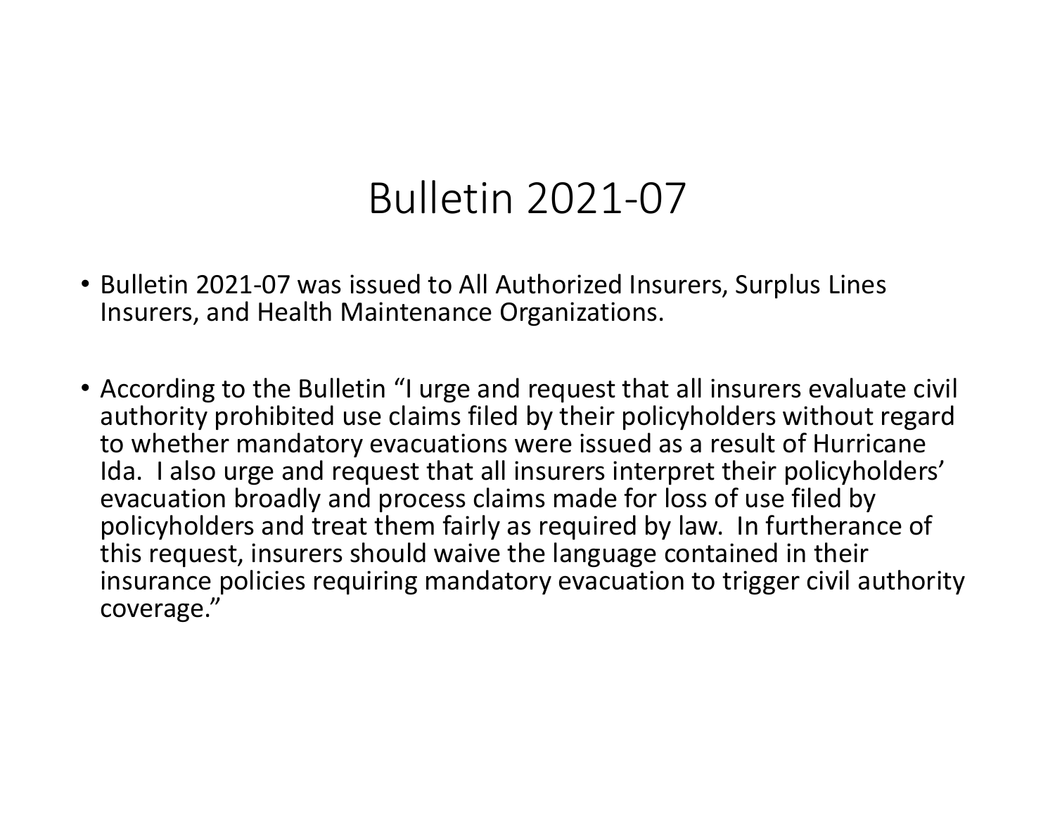# Bulletin 2021-07

- Bulletin 2021-07 was issued to All Authorized Insurers, Surplus Lines Insurers, and Health Maintenance Organizations.

- According to the Bulletin "I urge and request that all insurers evaluate civil authority prohibited use claims filed by their policyholders without regard to whether mandatory evacuations were issued as a result of Hurricane Ida. I also urge and request that all insurers interpret their policyholders' evacuation broadly and process claims made for loss of use filed by policyholders and treat them fairly as required by law. In furtherance of this request, insurers should waive the language contained in their insurance policies requiring mandatory evacuation to trigger civil authority coverage."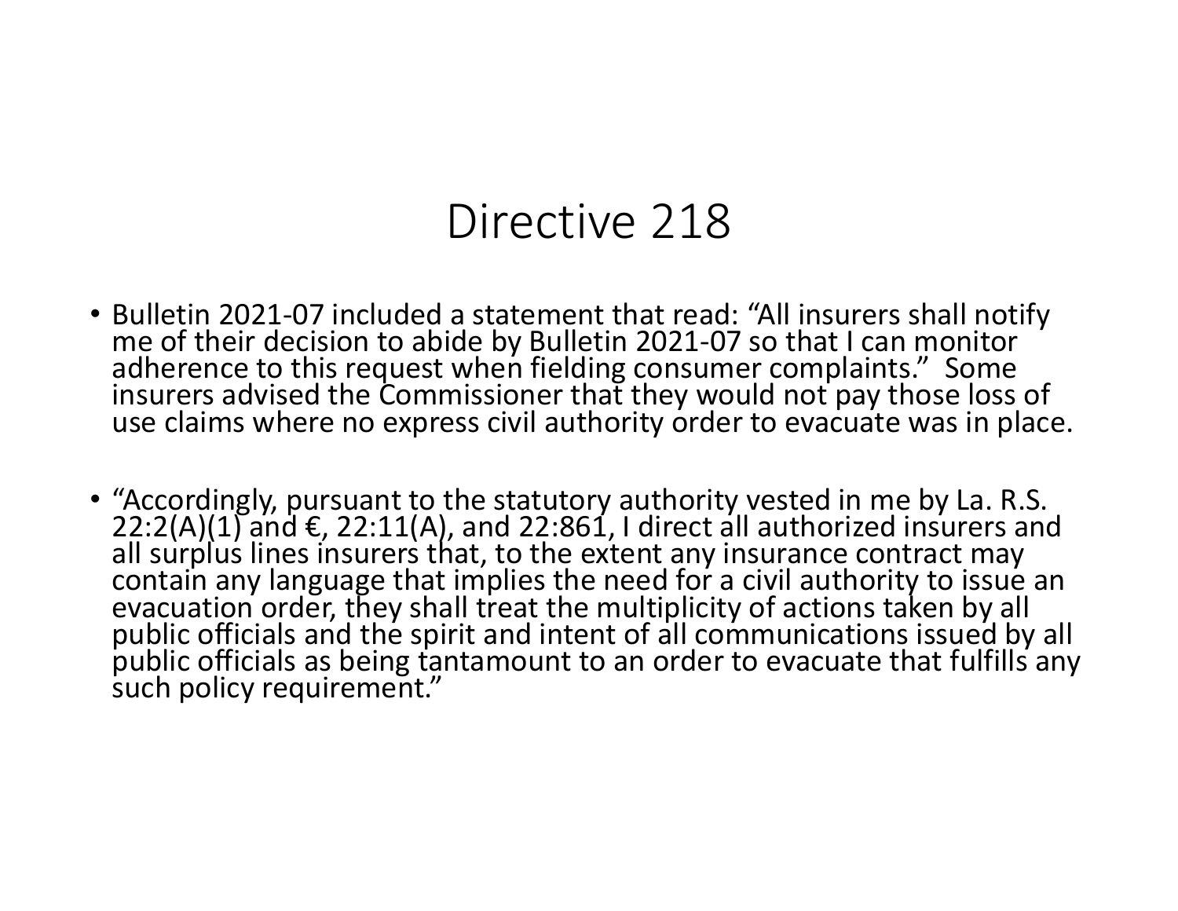# Directive 218

- Bulletin 2021-07 included a statement that read: “All insurers shall notify me of their decision to abide by Bulletin 2021-07 so that I can monitor adherence to this request when fielding consumer complaints.” Some insurers advised the Commissioner that they would not pay those loss of use claims where no express civil authority order to evacuate was in place.

- “Accordingly, pursuant to the statutory authority vested in me by La. R.S. 22:2(A)(1) and €, 22:11(A), and 22:861, I direct all authorized insurers and all surplus lines insurers that, to the extent any insurance contract may contain any language that implies the need for a civil authority to issue an evacuation order, they shall treat the multiplicity of actions taken by all public officials and the spirit and intent of all communications issued by all public officials as being tantamount to an order to evacuate that fulfills any such policy requirement.”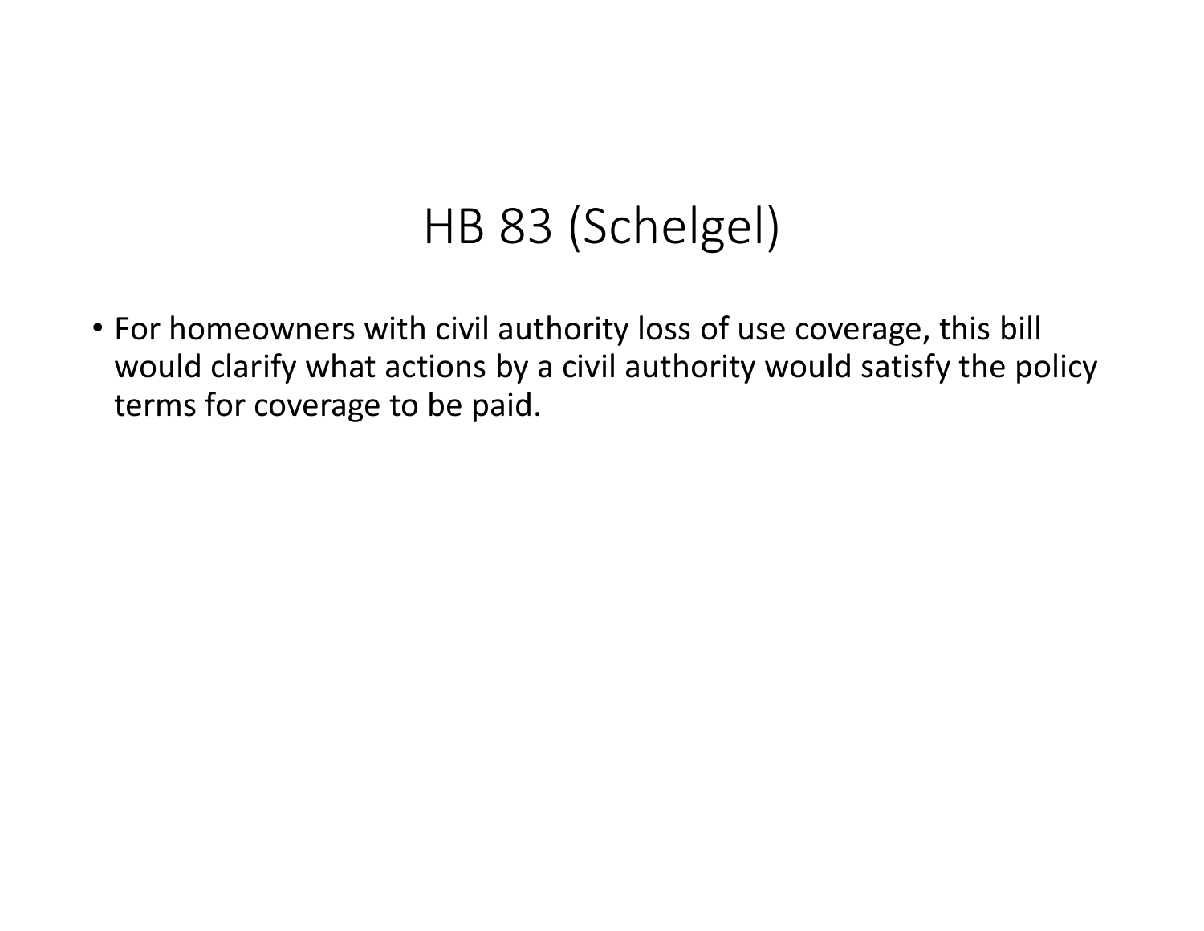# HB 83 (Schelgel)

- For homeowners with civil authority loss of use coverage, this bill would clarify what actions by a civil authority would satisfy the policy terms for coverage to be paid.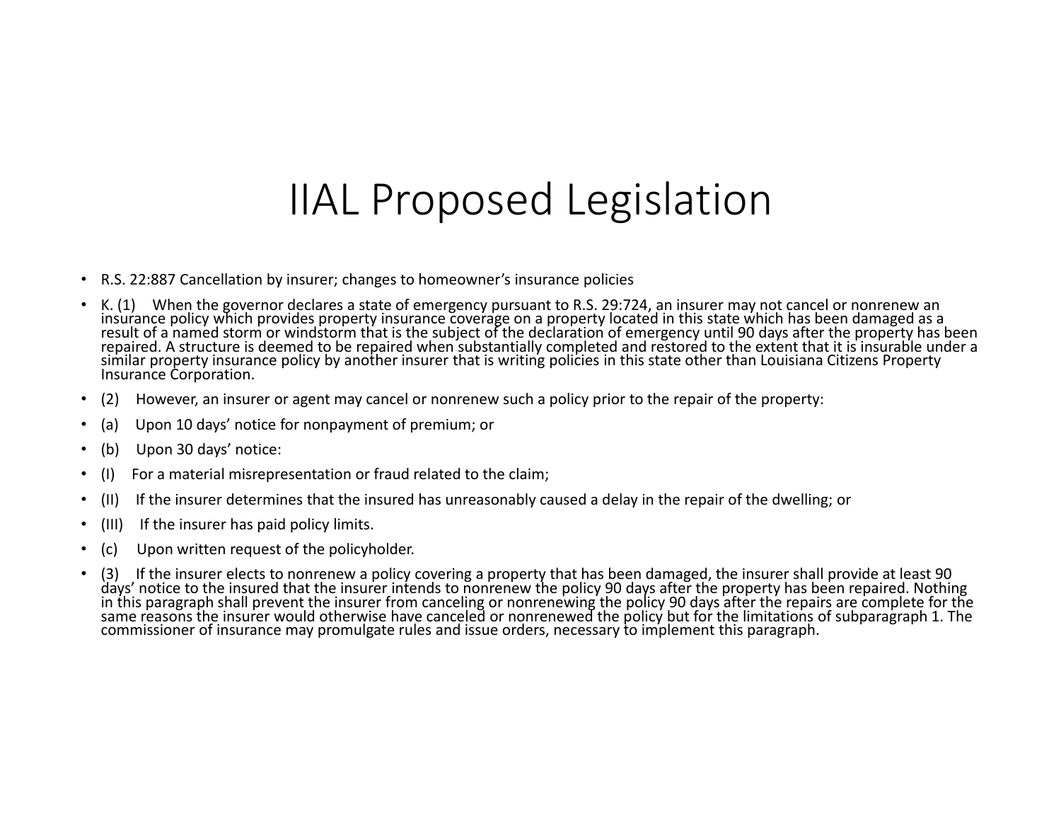# IIAL Proposed Legislation

- R.S. 22:887 Cancellation by insurer; changes to homeowner's insurance policies
- K. (1) When the governor declares a state of emergency pursuant to R.S. 29:724, an insurer may not cancel or nonrenew an insurance policy which provides property insurance coverage on a property located in this state which has been damaged as a result of a named storm or windstorm that is the subject of the declaration of emergency until 90 days after the property has been repaired. A structure is deemed to be repaired when substantially completed and restored to the extent that it is insurable under a similar property insurance policy by another insurer that is writing policies in this state other than Louisiana Citizens Property Insurance Corporation.
- (2) However, an insurer or agent may cancel or nonrenew such a policy prior to the repair of the property:
- (a) Upon 10 days' notice for nonpayment of premium; or
- (b) Upon 30 days' notice:
- (I) For a material misrepresentation or fraud related to the claim;
- (II) If the insurer determines that the insured has unreasonably caused a delay in the repair of the dwelling; or
- (III) If the insurer has paid policy limits.
- (c) Upon written request of the policyholder.
- (3) If the insurer elects to nonrenew a policy covering a property that has been damaged, the insurer shall provide at least 90 days' notice to the insured that the insurer intends to nonrenew the policy 90 days after the property has been repaired. Nothing in this paragraph shall prevent the insurer from canceling or nonrenewing the policy 90 days after the repairs are complete for the same reasons the insurer would otherwise have canceled or nonrenewed the policy but for the limitations of subparagraph 1. The commissioner of insurance may promulgate rules and issue orders, necessary to implement this paragraph.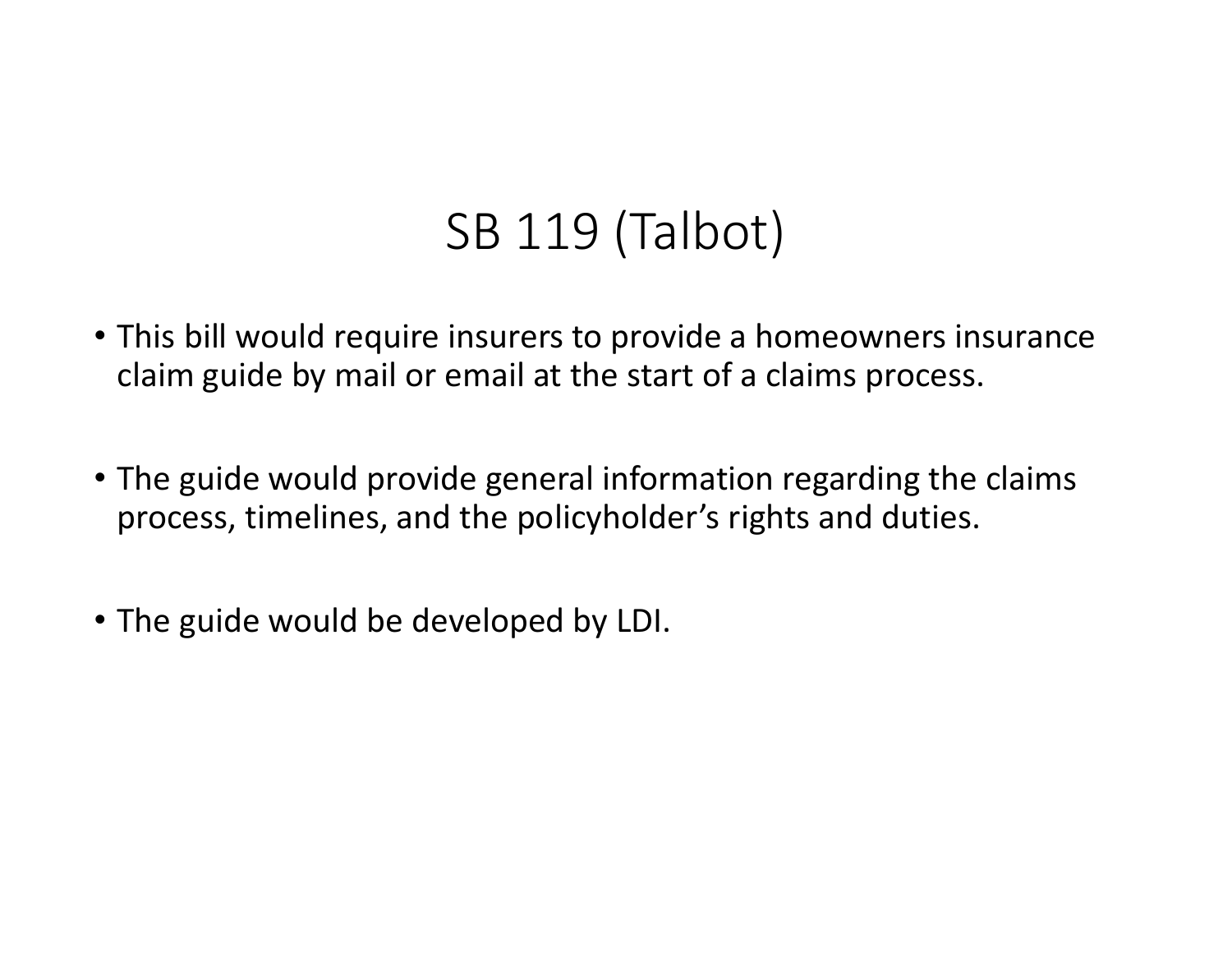# SB 119 (Talbot)

- This bill would require insurers to provide a homeowners insurance claim guide by mail or email at the start of a claims process.
- The guide would provide general information regarding the claims process, timelines, and the policyholder's rights and duties.
- The guide would be developed by LDI.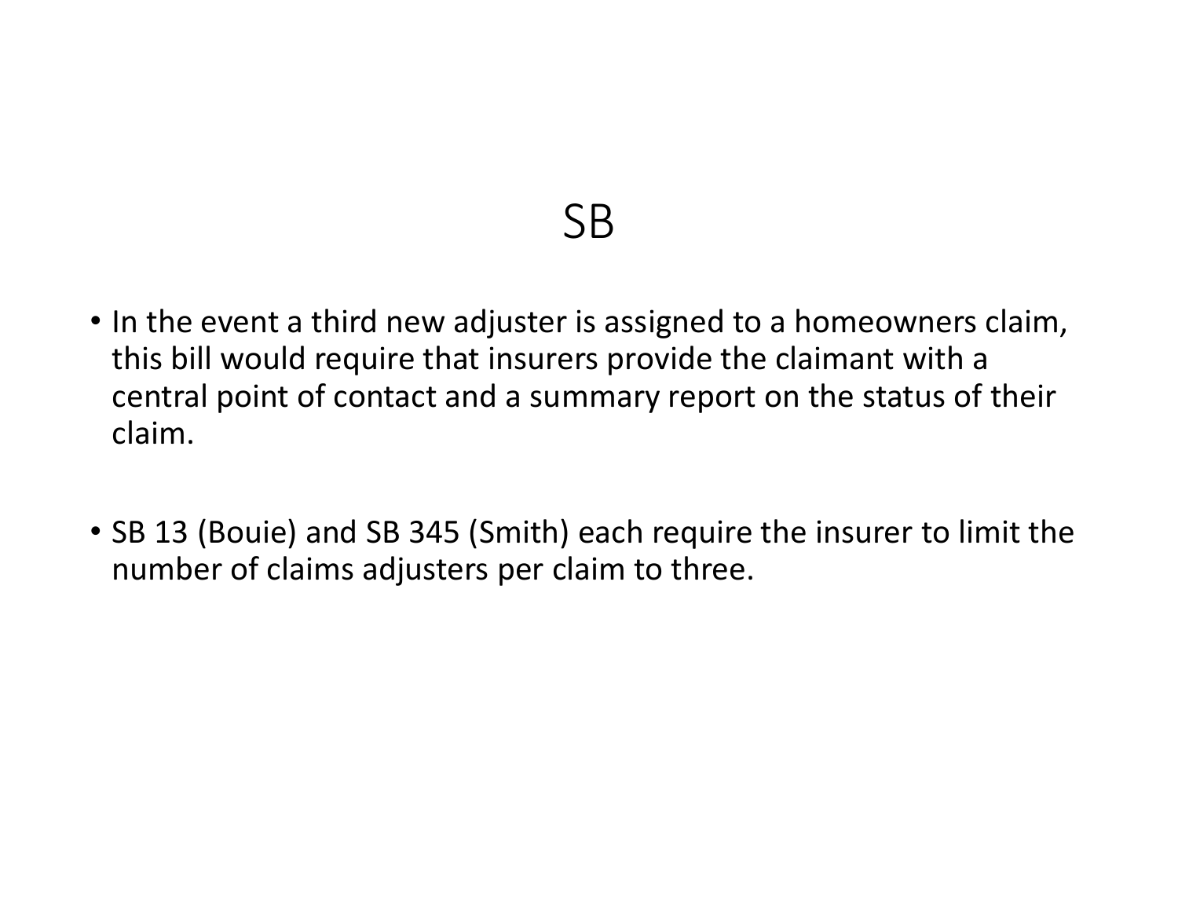# SB

- In the event a third new adjuster is assigned to a homeowners claim, this bill would require that insurers provide the claimant with a central point of contact and a summary report on the status of their claim.

- SB 13 (Bouie) and SB 345 (Smith) each require the insurer to limit the number of claims adjusters per claim to three.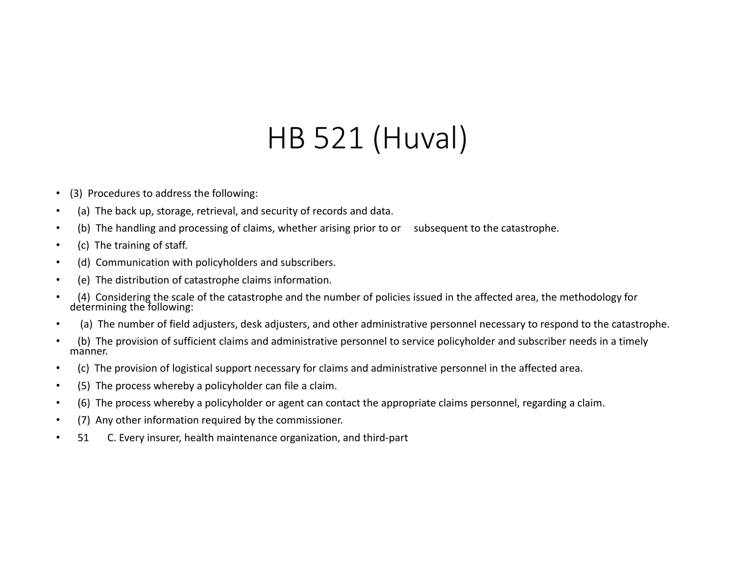# HB 521 (Huval)

- (3) Procedures to address the following:
- (a) The back up, storage, retrieval, and security of records and data.
- (b) The handling and processing of claims, whether arising prior to or subsequent to the catastrophe.
- (c) The training of staff.
- (d) Communication with policyholders and subscribers.
- (e) The distribution of catastrophe claims information.
- (4) Considering the scale of the catastrophe and the number of policies issued in the affected area, the methodology for determining the following:
- (a) The number of field adjusters, desk adjusters, and other administrative personnel necessary to respond to the catastrophe.
- (b) The provision of sufficient claims and administrative personnel to service policyholder and subscriber needs in a timely manner.
- (c) The provision of logistical support necessary for claims and administrative personnel in the affected area.
- (5) The process whereby a policyholder can file a claim.
- (6) The process whereby a policyholder or agent can contact the appropriate claims personnel, regarding a claim.
- (7) Any other information required by the commissioner.
- 51 C. Every insurer, health maintenance organization, and third-part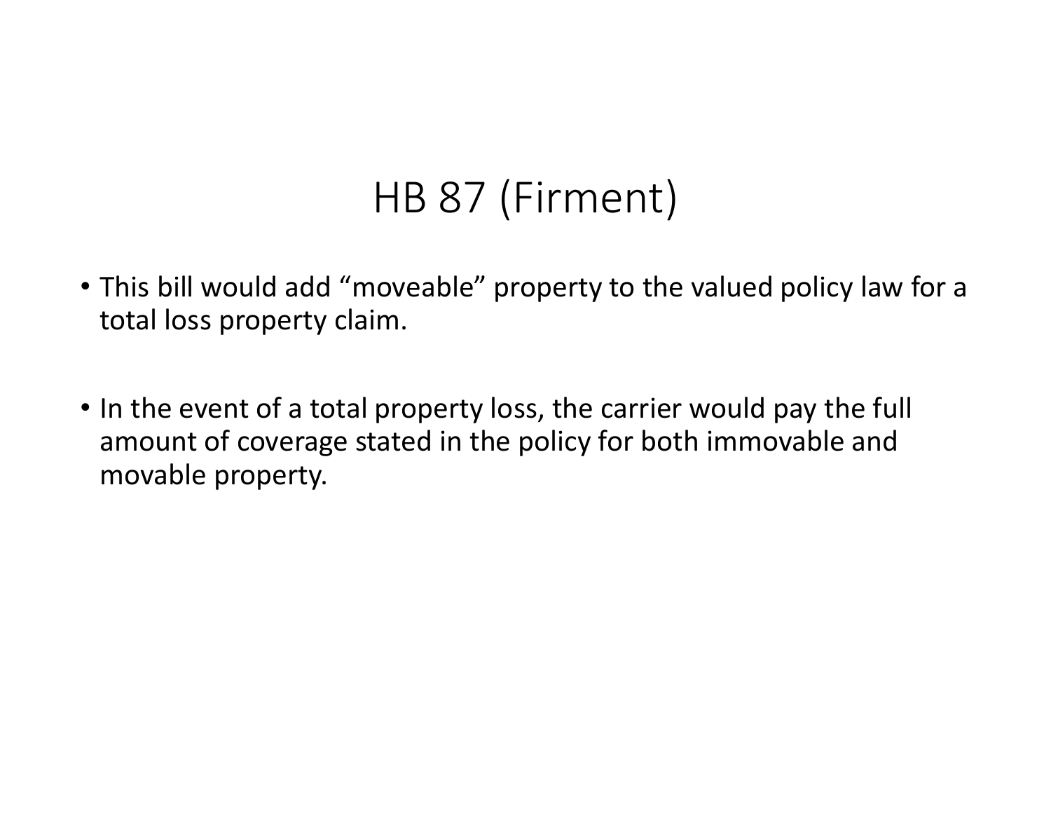# HB 87 (Firment)

- This bill would add “moveable” property to the valued policy law for a total loss property claim.
- In the event of a total property loss, the carrier would pay the full amount of coverage stated in the policy for both immovable and movable property.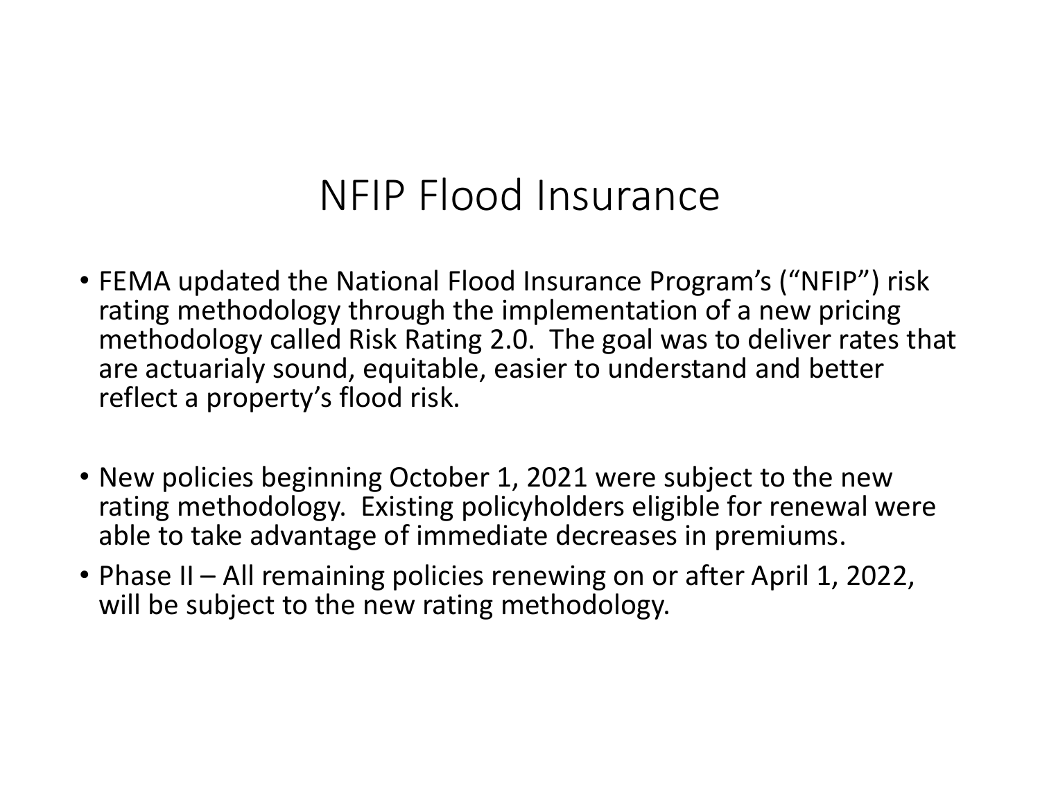# NFIP Flood Insurance

- FEMA updated the National Flood Insurance Program's ("NFIP") risk rating methodology through the implementation of a new pricing methodology called Risk Rating 2.0. The goal was to deliver rates that are actuarialy sound, equitable, easier to understand and better reflect a property's flood risk.

- New policies beginning October 1, 2021 were subject to the new rating methodology. Existing policyholders eligible for renewal were able to take advantage of immediate decreases in premiums.
- Phase II – All remaining policies renewing on or after April 1, 2022, will be subject to the new rating methodology.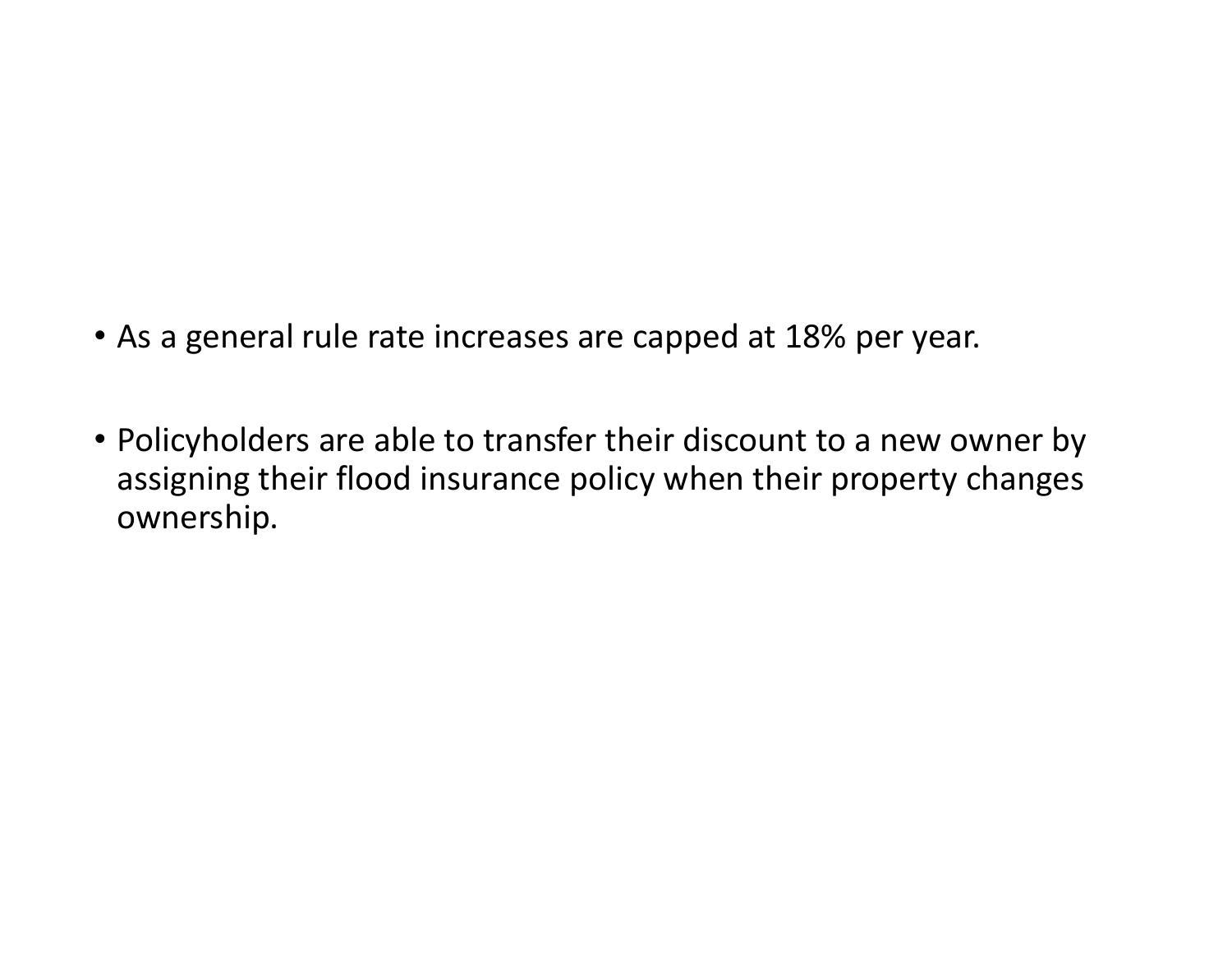- As a general rule rate increases are capped at 18% per year.

- Policyholders are able to transfer their discount to a new owner by assigning their flood insurance policy when their property changes ownership.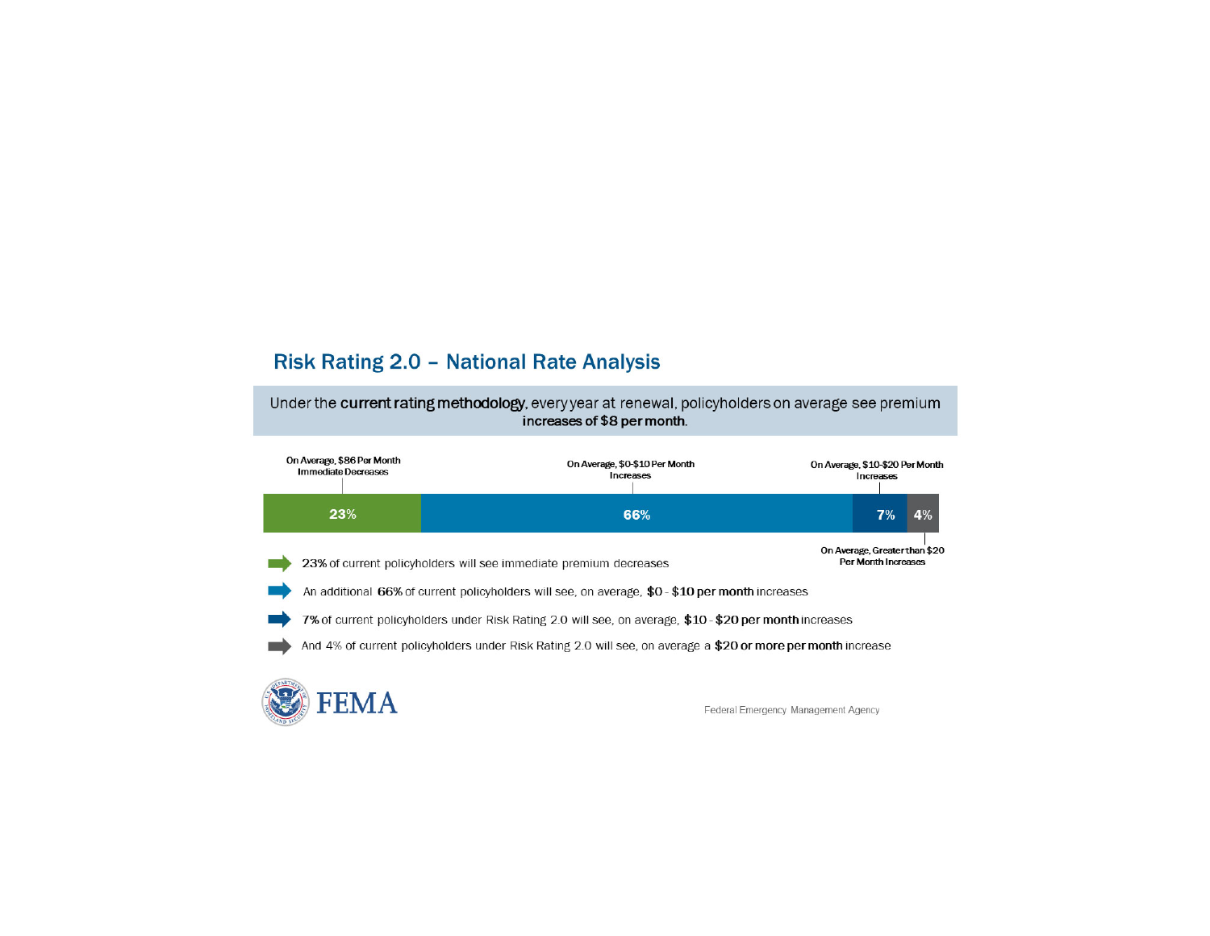## Risk Rating 2.0 – National Rate Analysis

Under the **current rating methodology**, every year at renewal, policyholders on average see premium **increases of $8 per month**.

| On Average, $86 Per Month Immediate Decreases | On Average, $0-$10 Per Month Increases | On Average, $10-$20 Per Month Increases | On Average, Greater than $20 Per Month Increases |
|---|---|---|---|
| 23% | 66% | 7% | 4% |

- 23% of current policyholders will see immediate premium decreases
- An additional **66%** of current policyholders will see, on average, **$0 - $10 per month** increases
- **7%** of current policyholders under Risk Rating 2.0 will see, on average, **$10 - $20 per month** increases
- And 4% of current policyholders under Risk Rating 2.0 will see, on average a **$20 or more per month** increase

FEMA

Federal Emergency Management Agency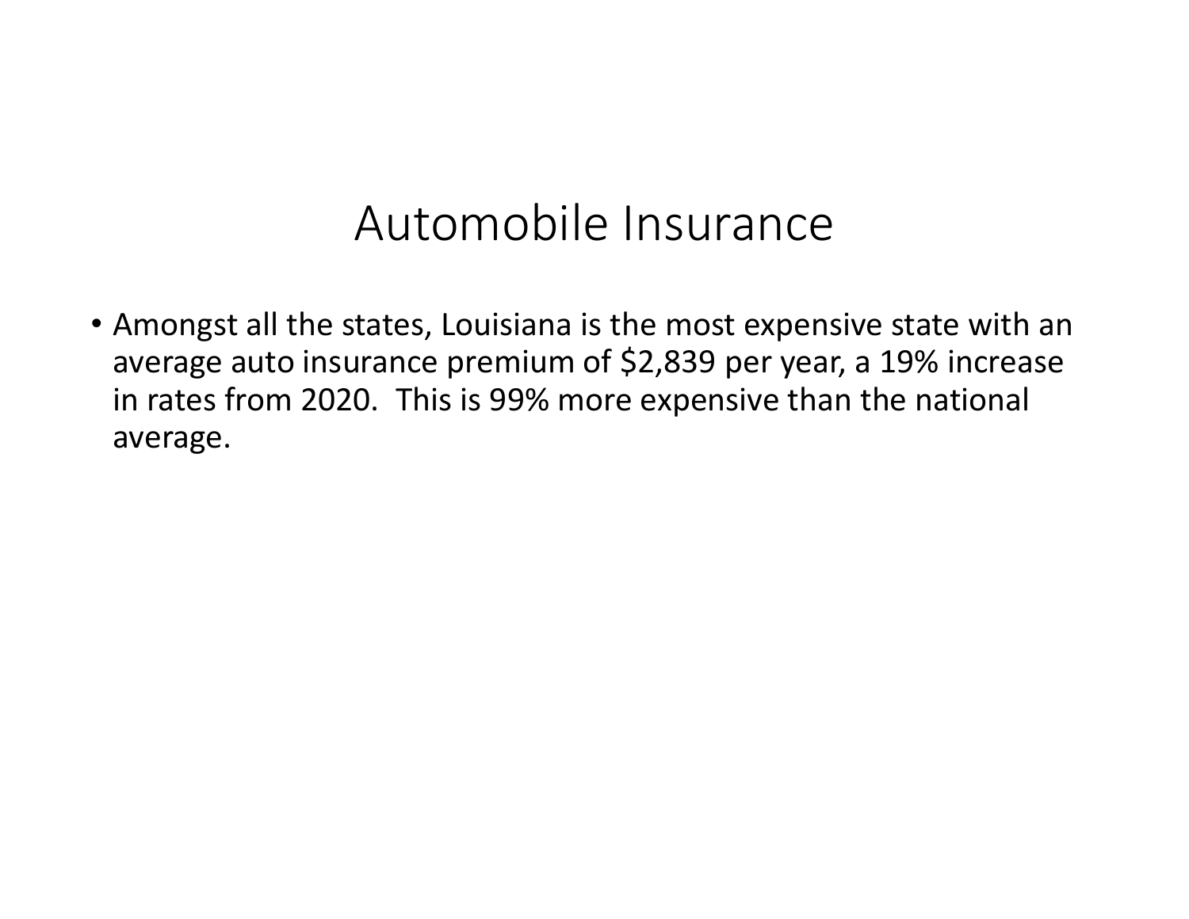# Automobile Insurance

- Amongst all the states, Louisiana is the most expensive state with an average auto insurance premium of $2,839 per year, a 19% increase in rates from 2020. This is 99% more expensive than the national average.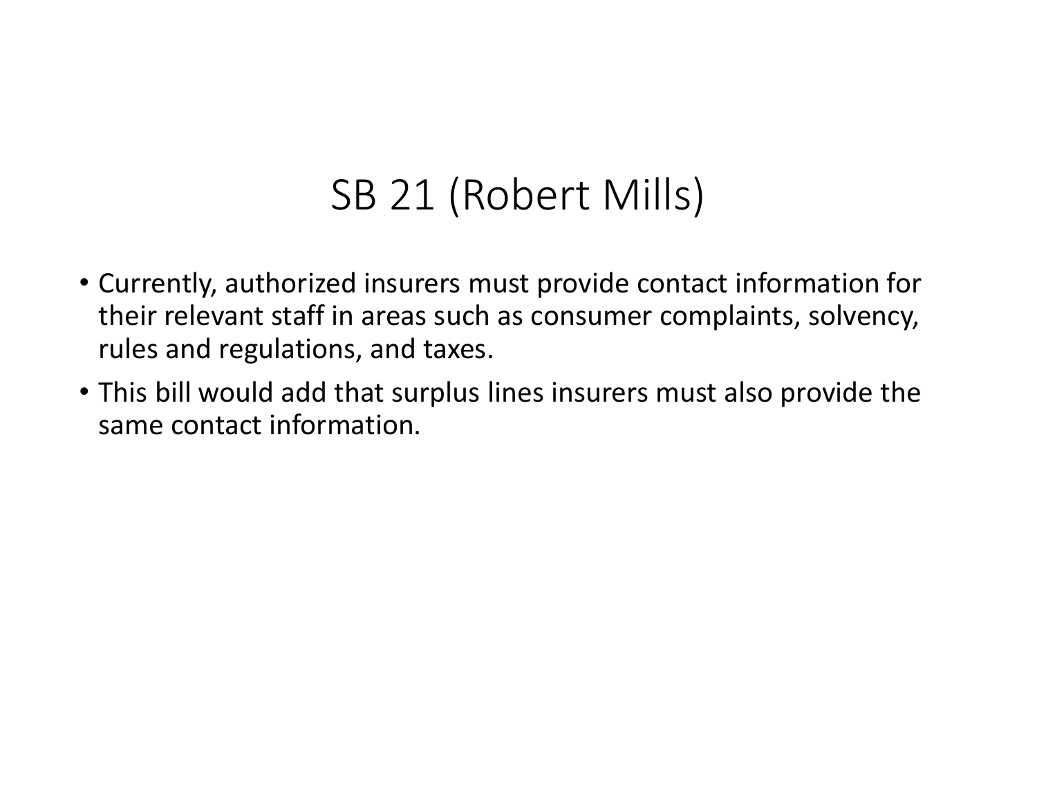# SB 21 (Robert Mills)

- Currently, authorized insurers must provide contact information for their relevant staff in areas such as consumer complaints, solvency, rules and regulations, and taxes.
- This bill would add that surplus lines insurers must also provide the same contact information.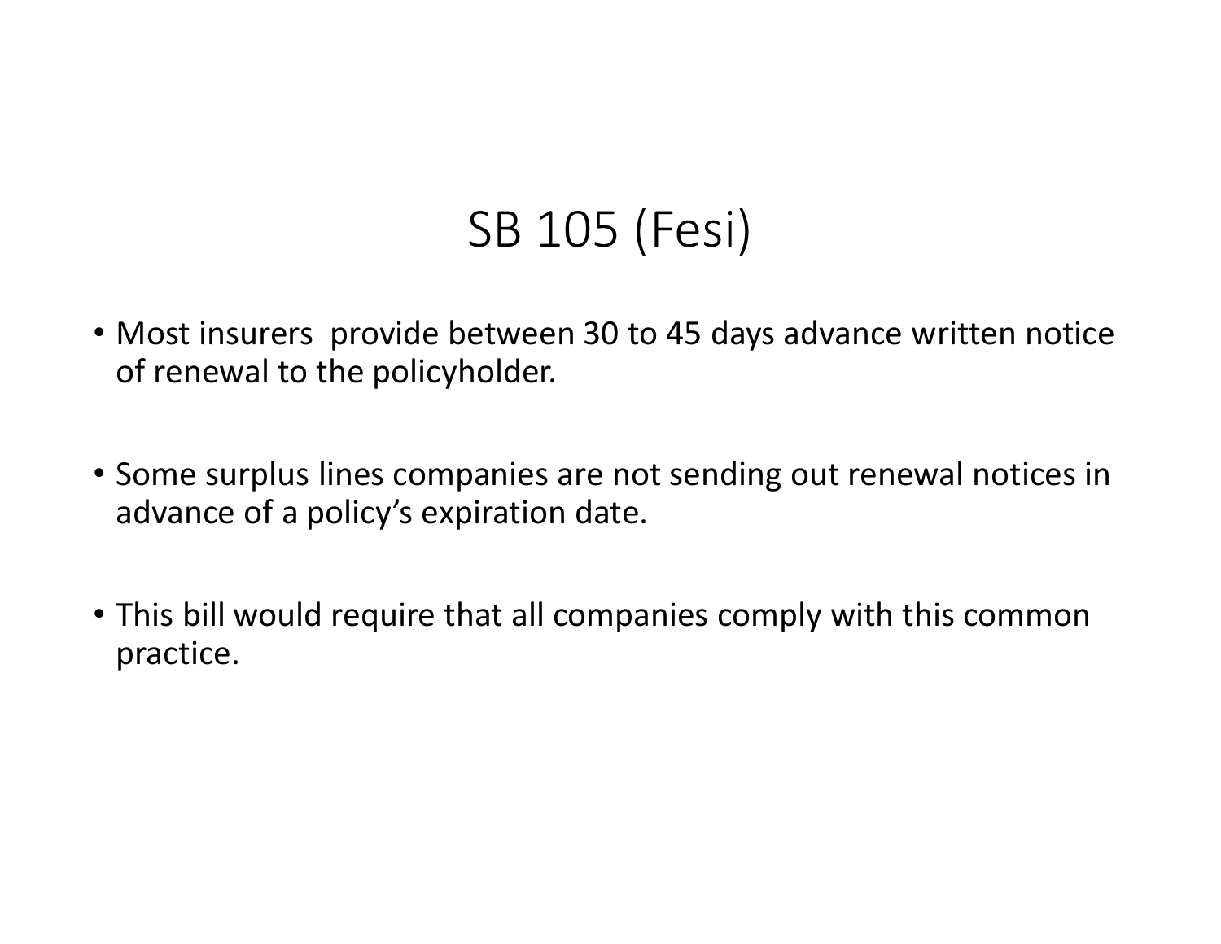# SB 105 (Fesi)

- Most insurers  provide between 30 to 45 days advance written notice of renewal to the policyholder.
- Some surplus lines companies are not sending out renewal notices in advance of a policy's expiration date.
- This bill would require that all companies comply with this common practice.